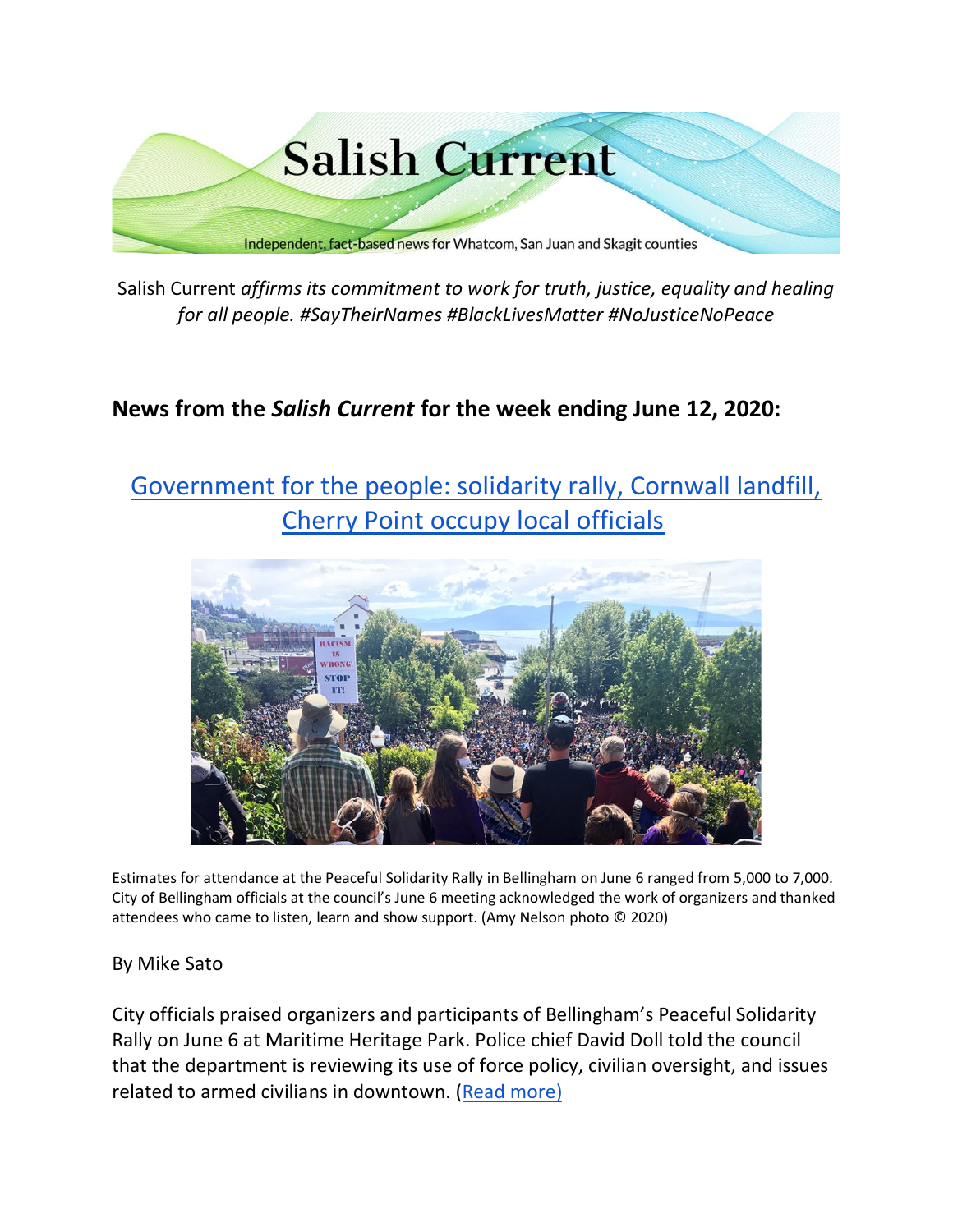# Salish Current

Independent, fact-based news for Whatcom, San Juan and Skagit counties

Salish Current *affirms its commitment to work for truth, justice, equality and healing for all people. #SayTheirNames #BlackLivesMatter #NoJusticeNoPeace*

## News from the *Salish Current* for the week ending June 12, 2020:

## Government for the people: solidarity rally, Cornwall landfill, Cherry Point occupy local officials

Estimates for attendance at the Peaceful Solidarity Rally in Bellingham on June 6 ranged from 5,000 to 7,000. City of Bellingham officials at the council's June 6 meeting acknowledged the work of organizers and thanked attendees who came to listen, learn and show support. (Amy Nelson photo © 2020)

By Mike Sato

City officials praised organizers and participants of Bellingham's Peaceful Solidarity Rally on June 6 at Maritime Heritage Park. Police chief David Doll told the council that the department is reviewing its use of force policy, civilian oversight, and issues related to armed civilians in downtown. (Read more)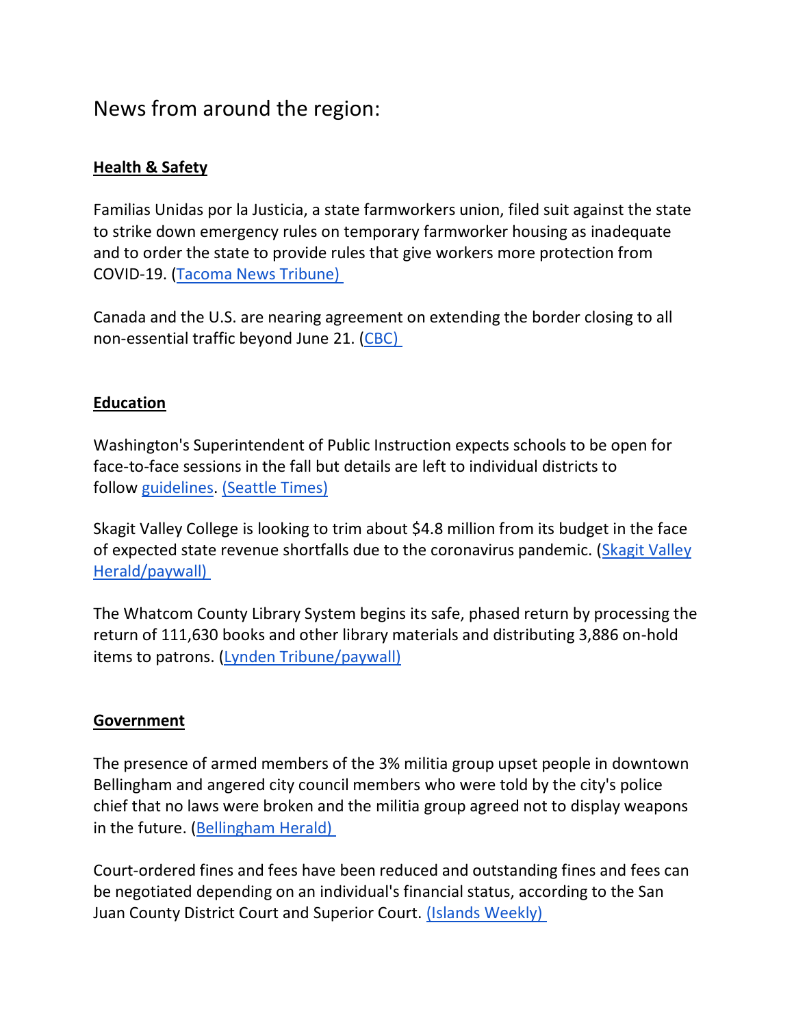## News from around the region:

**Health & Safety**

Familias Unidas por la Justicia, a state farmworkers union, filed suit against the state to strike down emergency rules on temporary farmworker housing as inadequate and to order the state to provide rules that give workers more protection from COVID-19. (Tacoma News Tribune)

Canada and the U.S. are nearing agreement on extending the border closing to all non-essential traffic beyond June 21. (CBC)

**Education**

Washington's Superintendent of Public Instruction expects schools to be open for face-to-face sessions in the fall but details are left to individual districts to follow guidelines. (Seattle Times)

Skagit Valley College is looking to trim about $4.8 million from its budget in the face of expected state revenue shortfalls due to the coronavirus pandemic. (Skagit Valley Herald/paywall)

The Whatcom County Library System begins its safe, phased return by processing the return of 111,630 books and other library materials and distributing 3,886 on-hold items to patrons. (Lynden Tribune/paywall)

**Government**

The presence of armed members of the 3% militia group upset people in downtown Bellingham and angered city council members who were told by the city's police chief that no laws were broken and the militia group agreed not to display weapons in the future. (Bellingham Herald)

Court-ordered fines and fees have been reduced and outstanding fines and fees can be negotiated depending on an individual's financial status, according to the San Juan County District Court and Superior Court. (Islands Weekly)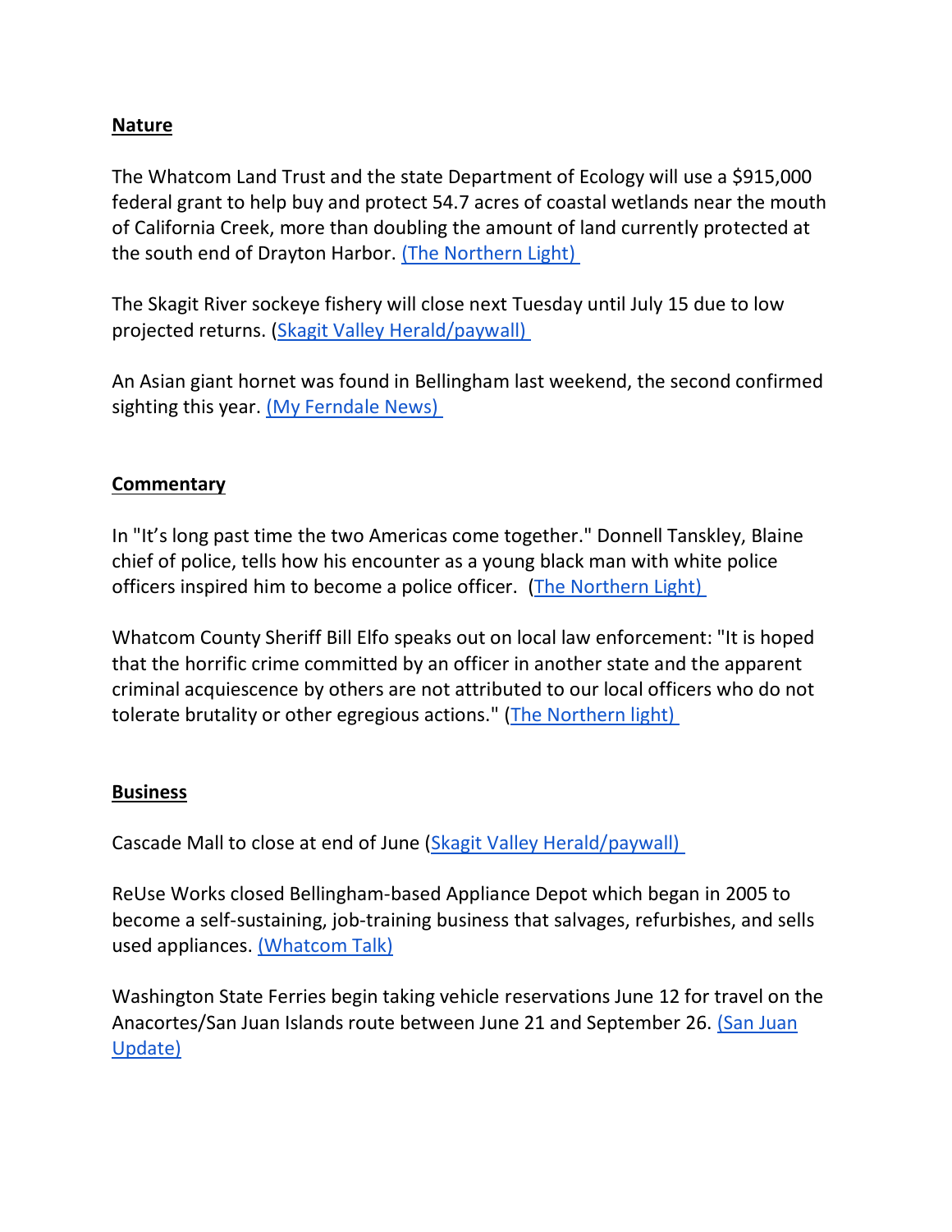**Nature**

The Whatcom Land Trust and the state Department of Ecology will use a $915,000 federal grant to help buy and protect 54.7 acres of coastal wetlands near the mouth of California Creek, more than doubling the amount of land currently protected at the south end of Drayton Harbor. (The Northern Light)

The Skagit River sockeye fishery will close next Tuesday until July 15 due to low projected returns. (Skagit Valley Herald/paywall)

An Asian giant hornet was found in Bellingham last weekend, the second confirmed sighting this year. (My Ferndale News)

**Commentary**

In "It's long past time the two Americas come together." Donnell Tanskley, Blaine chief of police, tells how his encounter as a young black man with white police officers inspired him to become a police officer. (The Northern Light)

Whatcom County Sheriff Bill Elfo speaks out on local law enforcement: "It is hoped that the horrific crime committed by an officer in another state and the apparent criminal acquiescence by others are not attributed to our local officers who do not tolerate brutality or other egregious actions." (The Northern light)

**Business**

Cascade Mall to close at end of June (Skagit Valley Herald/paywall)

ReUse Works closed Bellingham-based Appliance Depot which began in 2005 to become a self-sustaining, job-training business that salvages, refurbishes, and sells used appliances. (Whatcom Talk)

Washington State Ferries begin taking vehicle reservations June 12 for travel on the Anacortes/San Juan Islands route between June 21 and September 26. (San Juan Update)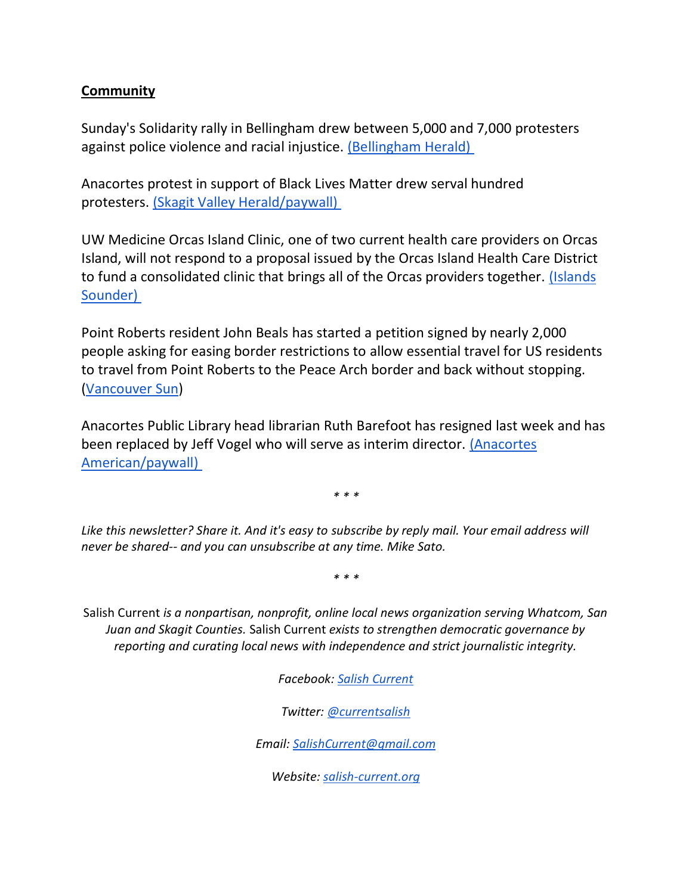**Community**

Sunday's Solidarity rally in Bellingham drew between 5,000 and 7,000 protesters against police violence and racial injustice. [(Bellingham Herald)]()

Anacortes protest in support of Black Lives Matter drew serval hundred protesters. [(Skagit Valley Herald/paywall)]()

UW Medicine Orcas Island Clinic, one of two current health care providers on Orcas Island, will not respond to a proposal issued by the Orcas Island Health Care District to fund a consolidated clinic that brings all of the Orcas providers together. [(Islands Sounder)]()

Point Roberts resident John Beals has started a petition signed by nearly 2,000 people asking for easing border restrictions to allow essential travel for US residents to travel from Point Roberts to the Peace Arch border and back without stopping. ([Vancouver Sun]())

Anacortes Public Library head librarian Ruth Barefoot has resigned last week and has been replaced by Jeff Vogel who will serve as interim director. [(Anacortes American/paywall)]()

\* \* \*

*Like this newsletter? Share it. And it's easy to subscribe by reply mail. Your email address will never be shared-- and you can unsubscribe at any time. Mike Sato.*

\* \* \*

Salish Current *is a nonpartisan, nonprofit, online local news organization serving Whatcom, San Juan and Skagit Counties.* Salish Current *exists to strengthen democratic governance by reporting and curating local news with independence and strict journalistic integrity.*

*Facebook:* [Salish Current]()

*Twitter:* [@currentsalish]()

*Email:* [SalishCurrent@gmail.com]()

*Website:* [salish-current.org]()